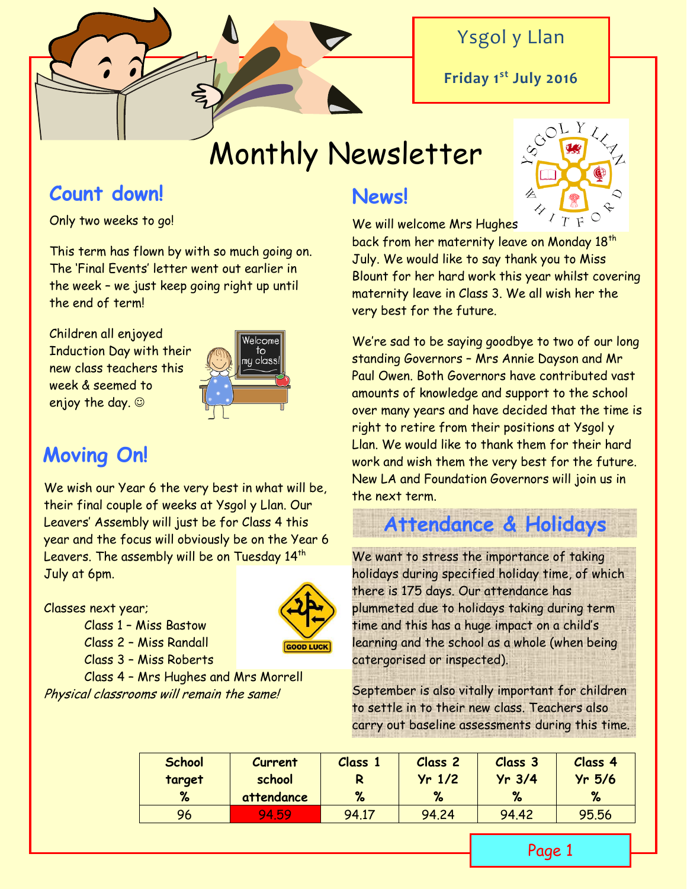Ysgol y Llan

**Friday 1st July 2016**

# Monthly Newsletter

## Count down!

Only two weeks to go!

This term has flown by with so much going on. The 'Final Events' letter went out earlier in the week – we just keep going right up until the end of term!

Children all enjoyed Induction Day with their new class teachers this week & seemed to enjoy the day. ☺

## Moving On!

We wish our Year 6 the very best in what will be, their final couple of weeks at Ysgol y Llan. Our Leavers' Assembly will just be for Class 4 this year and the focus will obviously be on the Year 6 Leavers. The assembly will be on Tuesday 14th July at 6pm.

Classes next year;

- Class 1 – Miss Bastow
- Class 2 – Miss Randall
- Class 3 – Miss Roberts
- Class 4 – Mrs Hughes and Mrs Morrell

*Physical classrooms will remain the same!*

## News!

We will welcome Mrs Hughes back from her maternity leave on Monday 18th July. We would like to say thank you to Miss Blount for her hard work this year whilst covering maternity leave in Class 3. We all wish her the very best for the future.

We're sad to be saying goodbye to two of our long standing Governors – Mrs Annie Dayson and Mr Paul Owen. Both Governors have contributed vast amounts of knowledge and support to the school over many years and have decided that the time is right to retire from their positions at Ysgol y Llan. We would like to thank them for their hard work and wish them the very best for the future. New LA and Foundation Governors will join us in the next term.

## Attendance & Holidays

We want to stress the importance of taking holidays during specified holiday time, of which there is 175 days. Our attendance has plummeted due to holidays taking during term time and this has a huge impact on a child's learning and the school as a whole (when being catergorised or inspected).

September is also vitally important for children to settle in to their new class. Teachers also carry out baseline assessments during this time.

| School target % | Current school attendance | Class 1 R % | Class 2 Yr 1/2 % | Class 3 Yr 3/4 % | Class 4 Yr 5/6 % |
|---|---|---|---|---|---|
| 96 | 94.59 | 94.17 | 94.24 | 94.42 | 95.56 |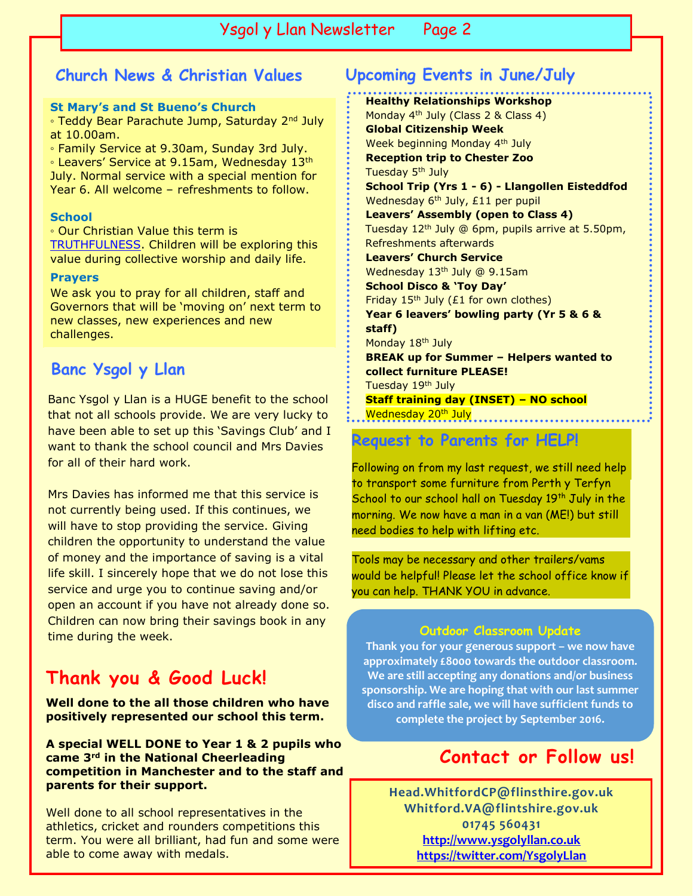## Church News & Christian Values

**St Mary's and St Bueno's Church**

- Teddy Bear Parachute Jump, Saturday 2nd July at 10.00am.
- Family Service at 9.30am, Sunday 3rd July.
- Leavers' Service at 9.15am, Wednesday 13th July. Normal service with a special mention for Year 6. All welcome – refreshments to follow.

**School**

- Our Christian Value this term is TRUTHFULNESS. Children will be exploring this value during collective worship and daily life.

**Prayers**

We ask you to pray for all children, staff and Governors that will be 'moving on' next term to new classes, new experiences and new challenges.

## Banc Ysgol y Llan

Banc Ysgol y Llan is a HUGE benefit to the school that not all schools provide. We are very lucky to have been able to set up this 'Savings Club' and I want to thank the school council and Mrs Davies for all of their hard work.

Mrs Davies has informed me that this service is not currently being used. If this continues, we will have to stop providing the service. Giving children the opportunity to understand the value of money and the importance of saving is a vital life skill. I sincerely hope that we do not lose this service and urge you to continue saving and/or open an account if you have not already done so. Children can now bring their savings book in any time during the week.

## Thank you & Good Luck!

**Well done to the all those children who have positively represented our school this term.**

**A special WELL DONE to Year 1 & 2 pupils who came 3rd in the National Cheerleading competition in Manchester and to the staff and parents for their support.**

Well done to all school representatives in the athletics, cricket and rounders competitions this term. You were all brilliant, had fun and some were able to come away with medals.

## Upcoming Events in June/July

**Healthy Relationships Workshop**
Monday 4th July (Class 2 & Class 4)

**Global Citizenship Week**
Week beginning Monday 4th July

**Reception trip to Chester Zoo**
Tuesday 5th July

**School Trip (Yrs 1 - 6) - Llangollen Eisteddfod**
Wednesday 6th July, £11 per pupil

**Leavers' Assembly (open to Class 4)**
Tuesday 12th July @ 6pm, pupils arrive at 5.50pm, Refreshments afterwards

**Leavers' Church Service**
Wednesday 13th July @ 9.15am

**School Disco & 'Toy Day'**
Friday 15th July (£1 for own clothes)

**Year 6 leavers' bowling party (Yr 5 & 6 & staff)**
Monday 18th July

**BREAK up for Summer – Helpers wanted to collect furniture PLEASE!**
Tuesday 19th July

**Staff training day (INSET) – NO school**
Wednesday 20th July

## Request to Parents for HELP!

Following on from my last request, we still need help to transport some furniture from Perth y Terfyn School to our school hall on Tuesday 19th July in the morning. We now have a man in a van (ME!) but still need bodies to help with lifting etc.

Tools may be necessary and other trailers/vams would be helpful! Please let the school office know if you can help. THANK YOU in advance.

### Outdoor Classroom Update

**Thank you for your generous support – we now have approximately £8000 towards the outdoor classroom. We are still accepting any donations and/or business sponsorship. We are hoping that with our last summer disco and raffle sale, we will have sufficient funds to complete the project by September 2016.**

## Contact or Follow us!

**Head.WhitfordCP@flinsthire.gov.uk**
**Whitford.VA@flintshire.gov.uk**
**01745 560431**
**http://www.ysgolyllan.co.uk**
**https://twitter.com/YsgolyLlan**